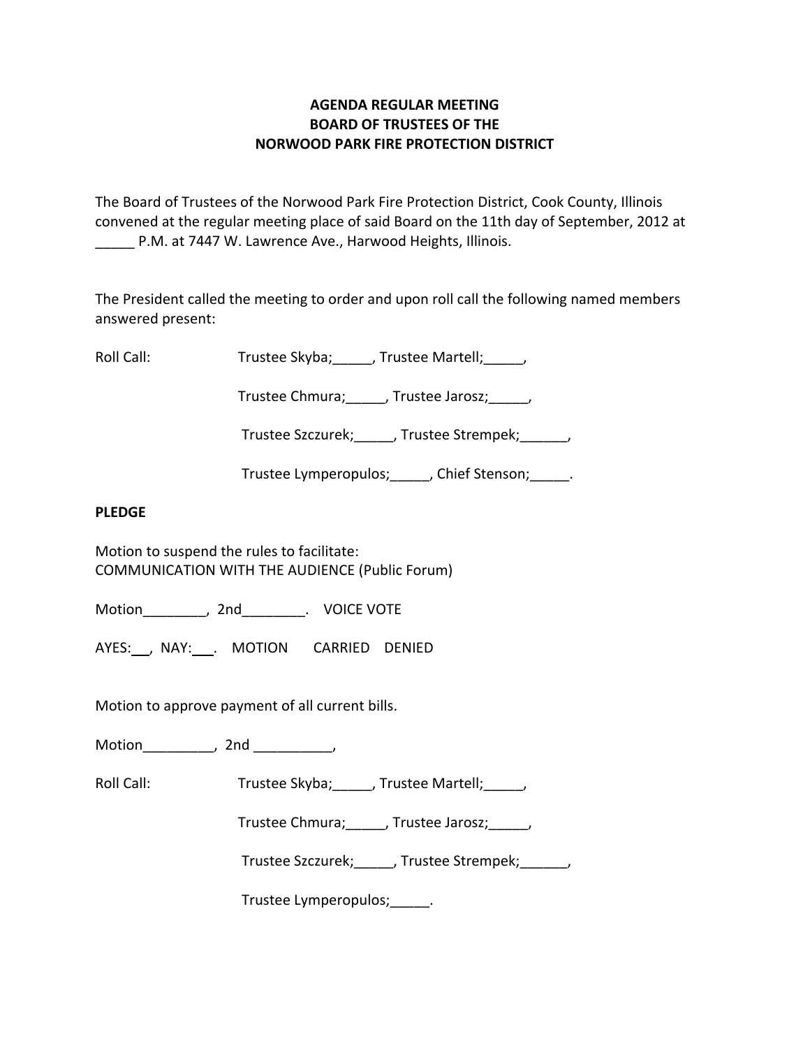**AGENDA REGULAR MEETING**
**BOARD OF TRUSTEES OF THE**
**NORWOOD PARK FIRE PROTECTION DISTRICT**

The Board of Trustees of the Norwood Park Fire Protection District, Cook County, Illinois convened at the regular meeting place of said Board on the 11th day of September, 2012 at _____ P.M. at 7447 W. Lawrence Ave., Harwood Heights, Illinois.

The President called the meeting to order and upon roll call the following named members answered present:

Roll Call: Trustee Skyba;_____, Trustee Martell;_____,

Trustee Chmura;_____, Trustee Jarosz;_____,

Trustee Szczurek;_____, Trustee Strempek;______,

Trustee Lymperopulos;_____, Chief Stenson;_____.

**PLEDGE**

Motion to suspend the rules to facilitate:
COMMUNICATION WITH THE AUDIENCE (Public Forum)

Motion________, 2nd________. VOICE VOTE

AYES:___, NAY:___. MOTION CARRIED DENIED

Motion to approve payment of all current bills.

Motion_________, 2nd __________,

Roll Call: Trustee Skyba;_____, Trustee Martell;_____,

Trustee Chmura;_____, Trustee Jarosz;_____,

Trustee Szczurek;_____, Trustee Strempek;______,

Trustee Lymperopulos;_____.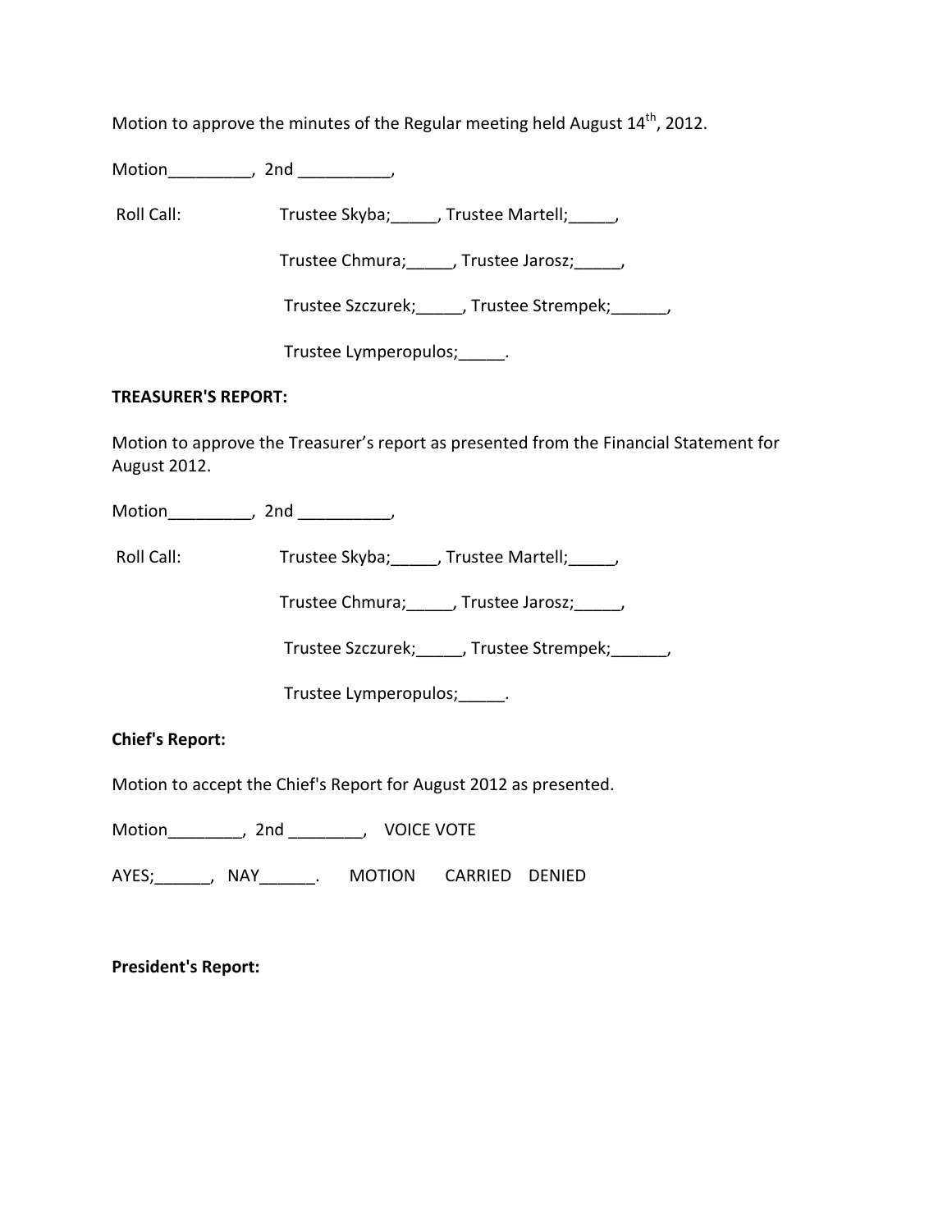Motion to approve the minutes of the Regular meeting held August 14th, 2012.

Motion_________, 2nd __________,

Roll Call: Trustee Skyba;_____, Trustee Martell;_____,

Trustee Chmura;_____, Trustee Jarosz;_____,

Trustee Szczurek;_____, Trustee Strempek;______,

Trustee Lymperopulos;_____.

**TREASURER'S REPORT:**

Motion to approve the Treasurer's report as presented from the Financial Statement for August 2012.

Motion_________, 2nd __________,

Roll Call: Trustee Skyba;_____, Trustee Martell;_____,

Trustee Chmura;_____, Trustee Jarosz;_____,

Trustee Szczurek;_____, Trustee Strempek;______,

Trustee Lymperopulos;_____.

**Chief's Report:**

Motion to accept the Chief's Report for August 2012 as presented.

Motion________, 2nd ________, VOICE VOTE

AYES;______, NAY______. MOTION CARRIED DENIED

**President's Report:**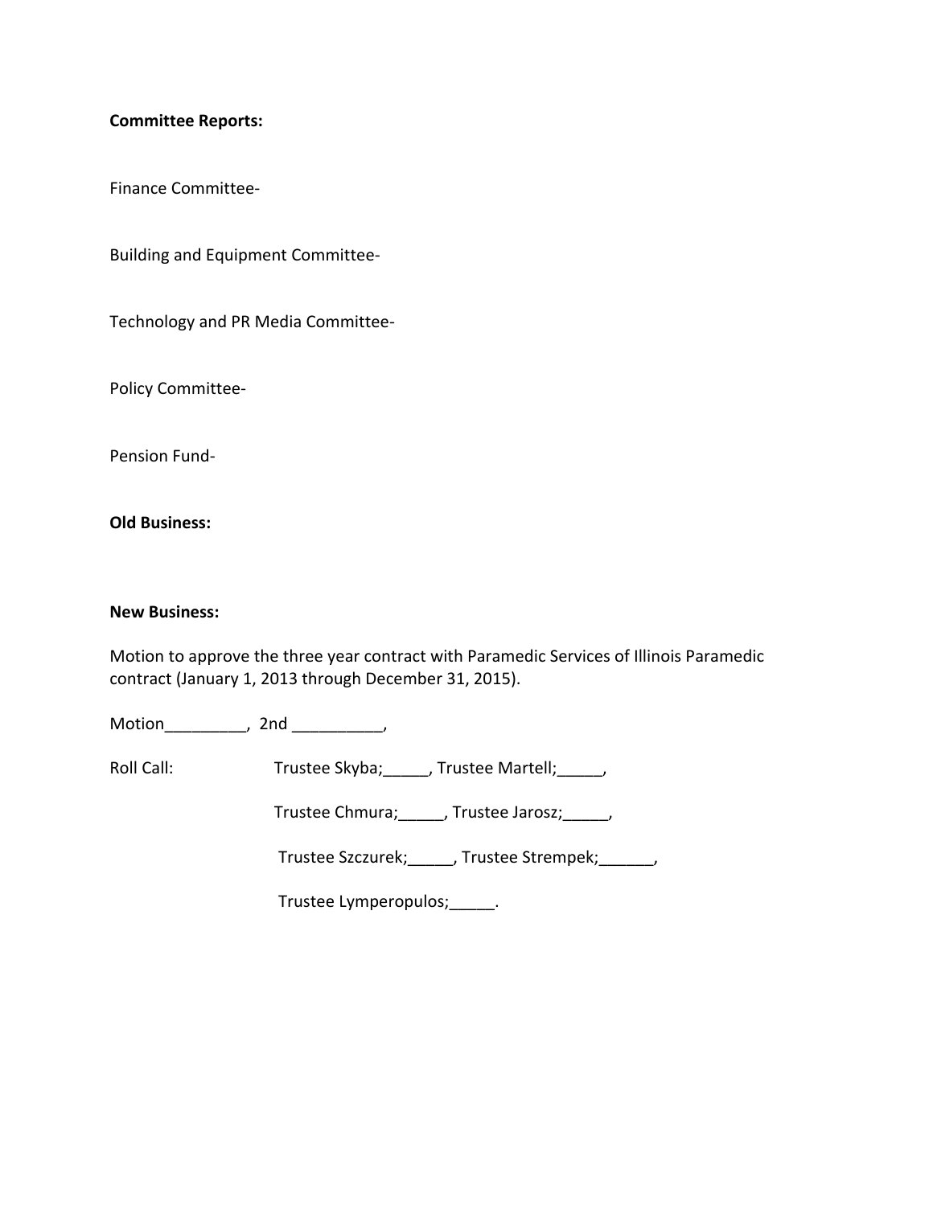**Committee Reports:**

Finance Committee-

Building and Equipment Committee-

Technology and PR Media Committee-

Policy Committee-

Pension Fund-

**Old Business:**

**New Business:**

Motion to approve the three year contract with Paramedic Services of Illinois Paramedic contract (January 1, 2013 through December 31, 2015).

Motion_________, 2nd __________,

Roll Call: Trustee Skyba;_____, Trustee Martell;_____,

Trustee Chmura;_____, Trustee Jarosz;_____,

Trustee Szczurek;_____, Trustee Strempek;______,

Trustee Lymperopulos;_____.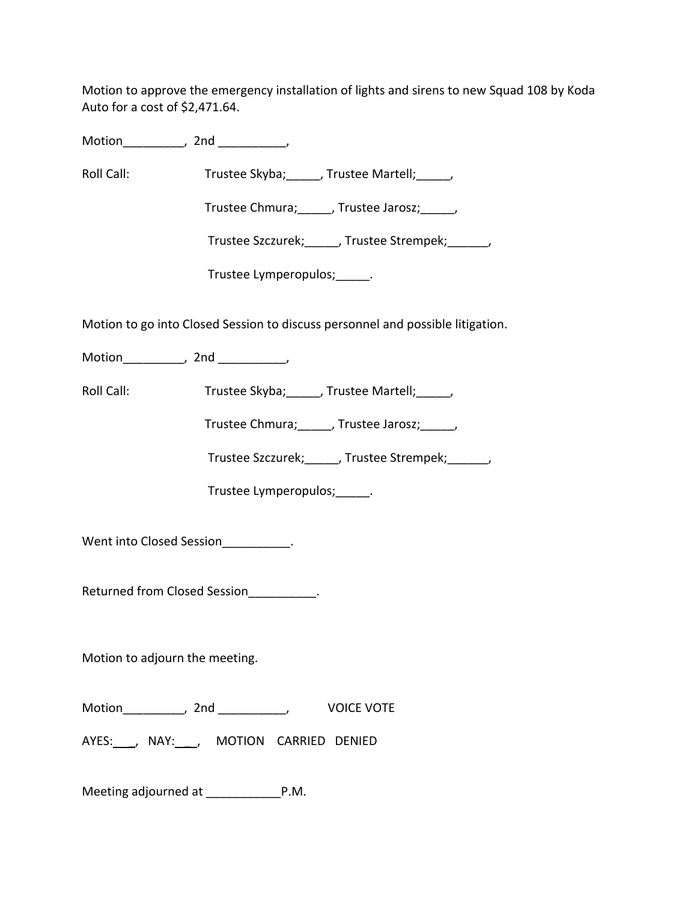Motion to approve the emergency installation of lights and sirens to new Squad 108 by Koda Auto for a cost of $2,471.64.

Motion_________, 2nd __________,

Roll Call: Trustee Skyba;_____, Trustee Martell;_____,

Trustee Chmura;_____, Trustee Jarosz;_____,

Trustee Szczurek;_____, Trustee Strempek;______,

Trustee Lymperopulos;_____.

Motion to go into Closed Session to discuss personnel and possible litigation.

Motion_________, 2nd __________,

Roll Call: Trustee Skyba;_____, Trustee Martell;_____,

Trustee Chmura;_____, Trustee Jarosz;_____,

Trustee Szczurek;_____, Trustee Strempek;______,

Trustee Lymperopulos;_____.

Went into Closed Session__________.

Returned from Closed Session__________.

Motion to adjourn the meeting.

Motion_________, 2nd __________, VOICE VOTE

AYES:___, NAY:___, MOTION CARRIED DENIED

Meeting adjourned at ___________P.M.